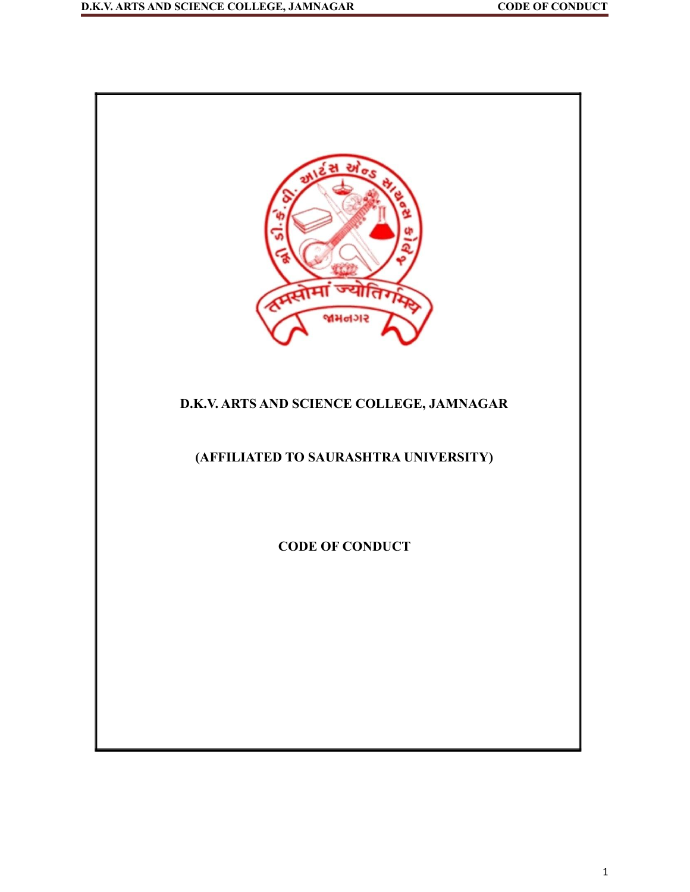# D.K.V. ARTS AND SCIENCE COLLEGE, JAMNAGAR

## (AFFILIATED TO SAURASHTRA UNIVERSITY)

## CODE OF CONDUCT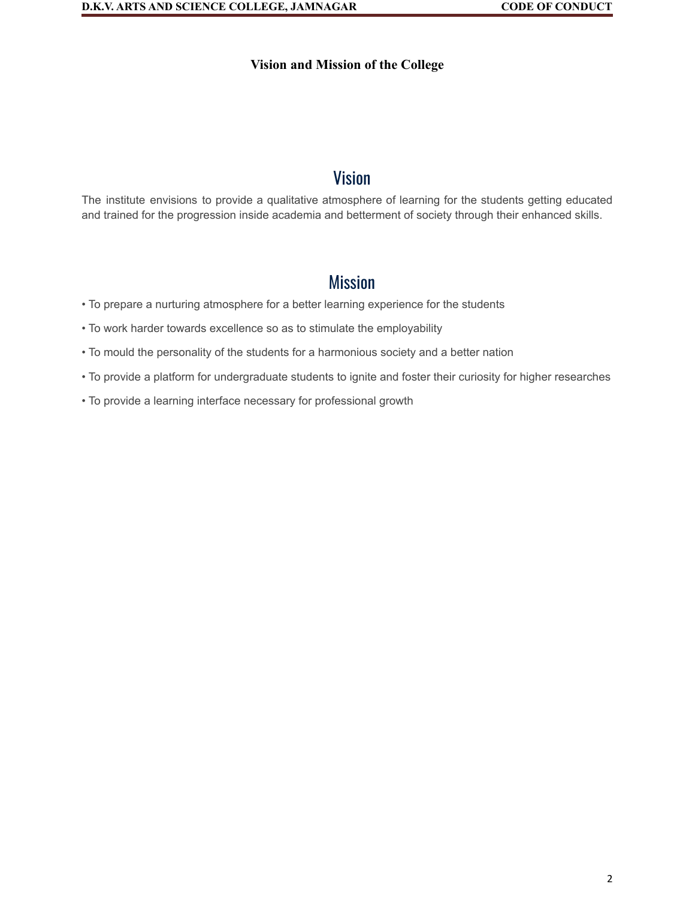## Vision and Mission of the College

### Vision

The institute envisions to provide a qualitative atmosphere of learning for the students getting educated and trained for the progression inside academia and betterment of society through their enhanced skills.

### Mission

- To prepare a nurturing atmosphere for a better learning experience for the students
- To work harder towards excellence so as to stimulate the employability
- To mould the personality of the students for a harmonious society and a better nation
- To provide a platform for undergraduate students to ignite and foster their curiosity for higher researches
- To provide a learning interface necessary for professional growth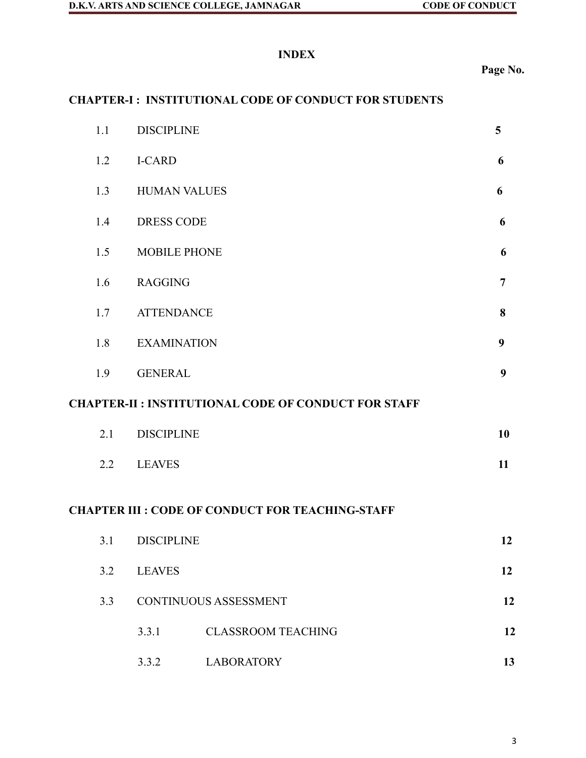# INDEX

| | | Page No. |
|---|---|---|
| **CHAPTER-I : INSTITUTIONAL CODE OF CONDUCT FOR STUDENTS** | | |
| 1.1 | DISCIPLINE | **5** |
| 1.2 | I-CARD | **6** |
| 1.3 | HUMAN VALUES | **6** |
| 1.4 | DRESS CODE | **6** |
| 1.5 | MOBILE PHONE | **6** |
| 1.6 | RAGGING | **7** |
| 1.7 | ATTENDANCE | **8** |
| 1.8 | EXAMINATION | **9** |
| 1.9 | GENERAL | **9** |
| **CHAPTER-II : INSTITUTIONAL CODE OF CONDUCT FOR STAFF** | | |
| 2.1 | DISCIPLINE | **10** |
| 2.2 | LEAVES | **11** |
| **CHAPTER III : CODE OF CONDUCT FOR TEACHING-STAFF** | | |
| 3.1 | DISCIPLINE | **12** |
| 3.2 | LEAVES | **12** |
| 3.3 | CONTINUOUS ASSESSMENT | **12** |
| 3.3.1 | CLASSROOM TEACHING | **12** |
| 3.3.2 | LABORATORY | **13** |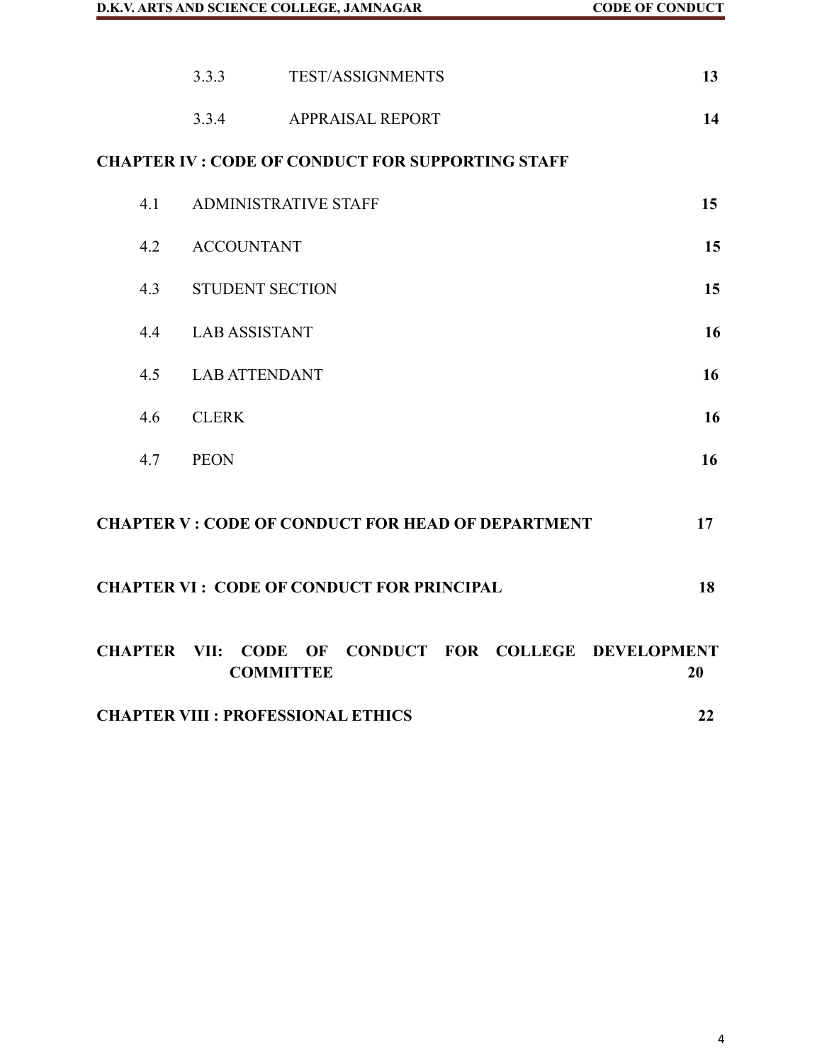| | | |
|---|---|---|
| 3.3.3 | TEST/ASSIGNMENTS | 13 |
| 3.3.4 | APPRAISAL REPORT | 14 |

**CHAPTER IV : CODE OF CONDUCT FOR SUPPORTING STAFF**

| | | |
|---|---|---|
| 4.1 | ADMINISTRATIVE STAFF | 15 |
| 4.2 | ACCOUNTANT | 15 |
| 4.3 | STUDENT SECTION | 15 |
| 4.4 | LAB ASSISTANT | 16 |
| 4.5 | LAB ATTENDANT | 16 |
| 4.6 | CLERK | 16 |
| 4.7 | PEON | 16 |

**CHAPTER V : CODE OF CONDUCT FOR HEAD OF DEPARTMENT** **17**

**CHAPTER VI : CODE OF CONDUCT FOR PRINCIPAL** **18**

**CHAPTER VII: CODE OF CONDUCT FOR COLLEGE DEVELOPMENT COMMITTEE** **20**

**CHAPTER VIII : PROFESSIONAL ETHICS** **22**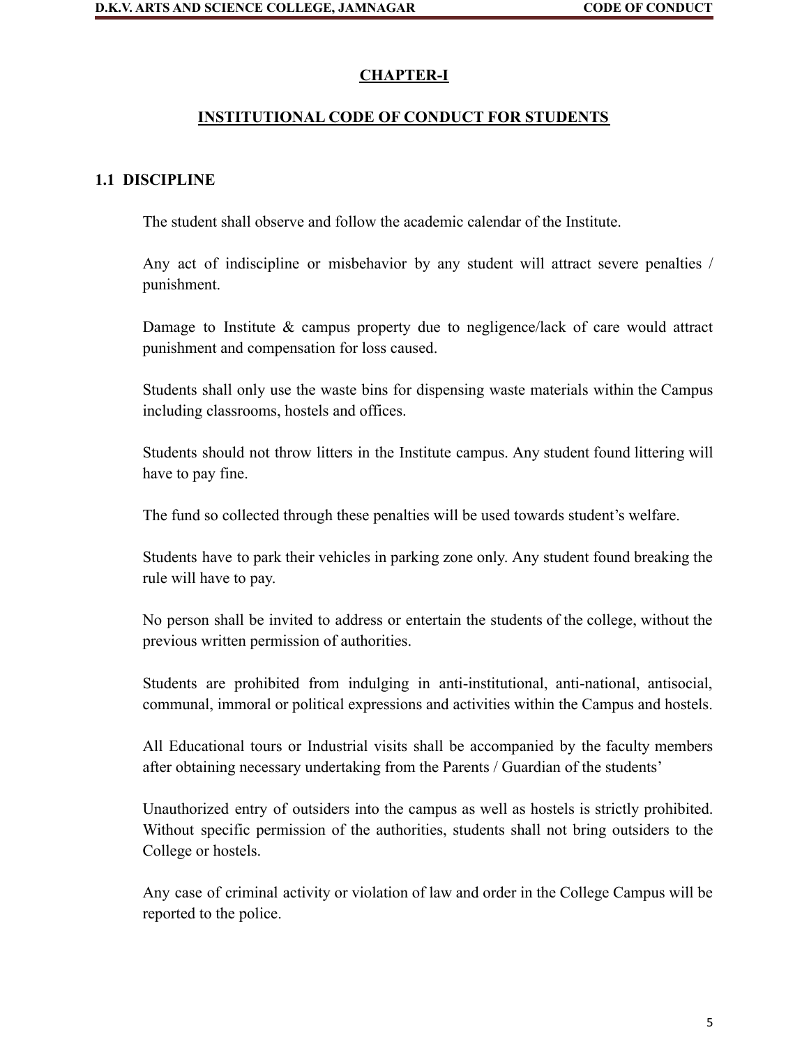# CHAPTER-I

## INSTITUTIONAL CODE OF CONDUCT FOR STUDENTS

### 1.1 DISCIPLINE

The student shall observe and follow the academic calendar of the Institute.

Any act of indiscipline or misbehavior by any student will attract severe penalties / punishment.

Damage to Institute & campus property due to negligence/lack of care would attract punishment and compensation for loss caused.

Students shall only use the waste bins for dispensing waste materials within the Campus including classrooms, hostels and offices.

Students should not throw litters in the Institute campus. Any student found littering will have to pay fine.

The fund so collected through these penalties will be used towards student's welfare.

Students have to park their vehicles in parking zone only. Any student found breaking the rule will have to pay.

No person shall be invited to address or entertain the students of the college, without the previous written permission of authorities.

Students are prohibited from indulging in anti-institutional, anti-national, antisocial, communal, immoral or political expressions and activities within the Campus and hostels.

All Educational tours or Industrial visits shall be accompanied by the faculty members after obtaining necessary undertaking from the Parents / Guardian of the students'

Unauthorized entry of outsiders into the campus as well as hostels is strictly prohibited. Without specific permission of the authorities, students shall not bring outsiders to the College or hostels.

Any case of criminal activity or violation of law and order in the College Campus will be reported to the police.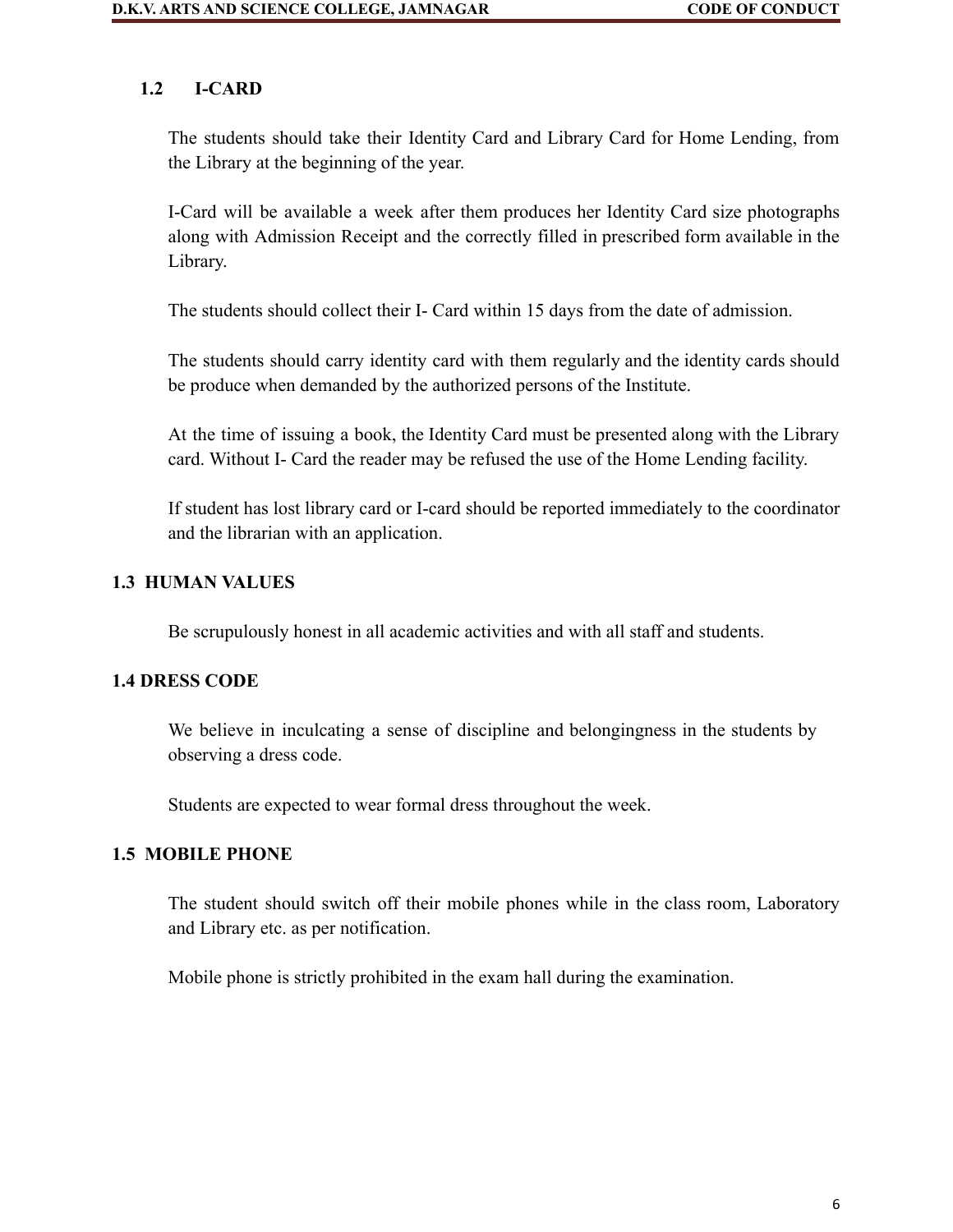## 1.2 I-CARD

The students should take their Identity Card and Library Card for Home Lending, from the Library at the beginning of the year.

I-Card will be available a week after them produces her Identity Card size photographs along with Admission Receipt and the correctly filled in prescribed form available in the Library.

The students should collect their I- Card within 15 days from the date of admission.

The students should carry identity card with them regularly and the identity cards should be produce when demanded by the authorized persons of the Institute.

At the time of issuing a book, the Identity Card must be presented along with the Library card. Without I- Card the reader may be refused the use of the Home Lending facility.

If student has lost library card or I-card should be reported immediately to the coordinator and the librarian with an application.

## 1.3 HUMAN VALUES

Be scrupulously honest in all academic activities and with all staff and students.

## 1.4 DRESS CODE

We believe in inculcating a sense of discipline and belongingness in the students by observing a dress code.

Students are expected to wear formal dress throughout the week.

## 1.5 MOBILE PHONE

The student should switch off their mobile phones while in the class room, Laboratory and Library etc. as per notification.

Mobile phone is strictly prohibited in the exam hall during the examination.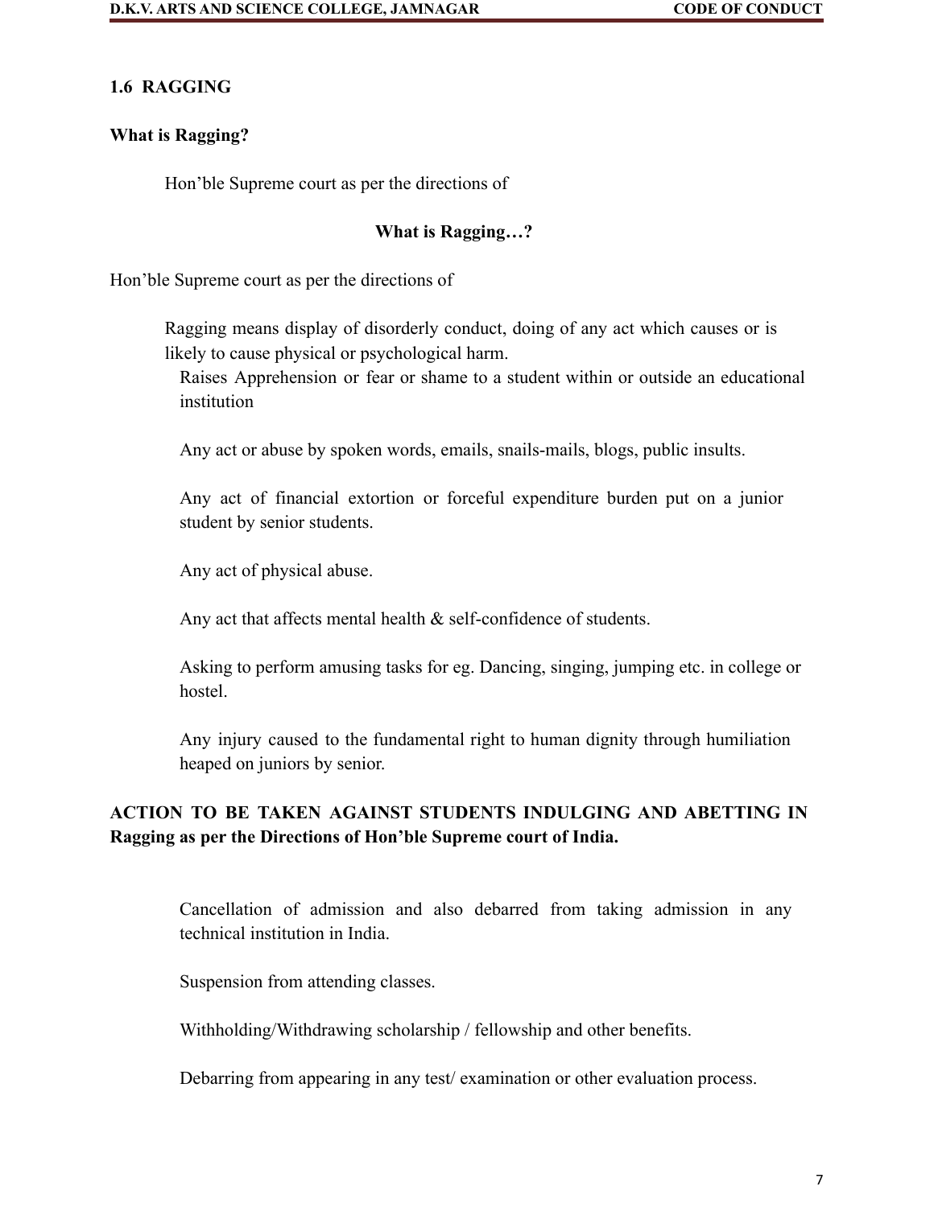## 1.6 RAGGING

**What is Ragging?**

Hon'ble Supreme court as per the directions of

**What is Ragging…?**

Hon'ble Supreme court as per the directions of

Ragging means display of disorderly conduct, doing of any act which causes or is likely to cause physical or psychological harm.

Raises Apprehension or fear or shame to a student within or outside an educational institution

Any act or abuse by spoken words, emails, snails-mails, blogs, public insults.

Any act of financial extortion or forceful expenditure burden put on a junior student by senior students.

Any act of physical abuse.

Any act that affects mental health & self-confidence of students.

Asking to perform amusing tasks for eg. Dancing, singing, jumping etc. in college or hostel.

Any injury caused to the fundamental right to human dignity through humiliation heaped on juniors by senior.

**ACTION TO BE TAKEN AGAINST STUDENTS INDULGING AND ABETTING IN Ragging as per the Directions of Hon'ble Supreme court of India.**

Cancellation of admission and also debarred from taking admission in any technical institution in India.

Suspension from attending classes.

Withholding/Withdrawing scholarship / fellowship and other benefits.

Debarring from appearing in any test/ examination or other evaluation process.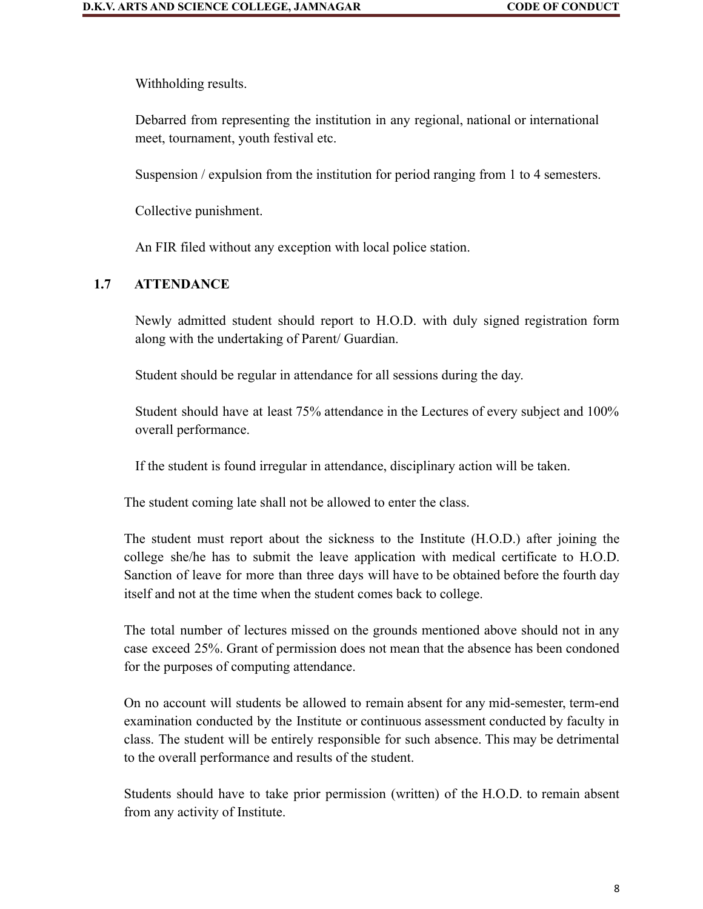Withholding results.

Debarred from representing the institution in any regional, national or international meet, tournament, youth festival etc.

Suspension / expulsion from the institution for period ranging from 1 to 4 semesters.

Collective punishment.

An FIR filed without any exception with local police station.

## 1.7 ATTENDANCE

Newly admitted student should report to H.O.D. with duly signed registration form along with the undertaking of Parent/ Guardian.

Student should be regular in attendance for all sessions during the day.

Student should have at least 75% attendance in the Lectures of every subject and 100% overall performance.

If the student is found irregular in attendance, disciplinary action will be taken.

The student coming late shall not be allowed to enter the class.

The student must report about the sickness to the Institute (H.O.D.) after joining the college she/he has to submit the leave application with medical certificate to H.O.D. Sanction of leave for more than three days will have to be obtained before the fourth day itself and not at the time when the student comes back to college.

The total number of lectures missed on the grounds mentioned above should not in any case exceed 25%. Grant of permission does not mean that the absence has been condoned for the purposes of computing attendance.

On no account will students be allowed to remain absent for any mid-semester, term-end examination conducted by the Institute or continuous assessment conducted by faculty in class. The student will be entirely responsible for such absence. This may be detrimental to the overall performance and results of the student.

Students should have to take prior permission (written) of the H.O.D. to remain absent from any activity of Institute.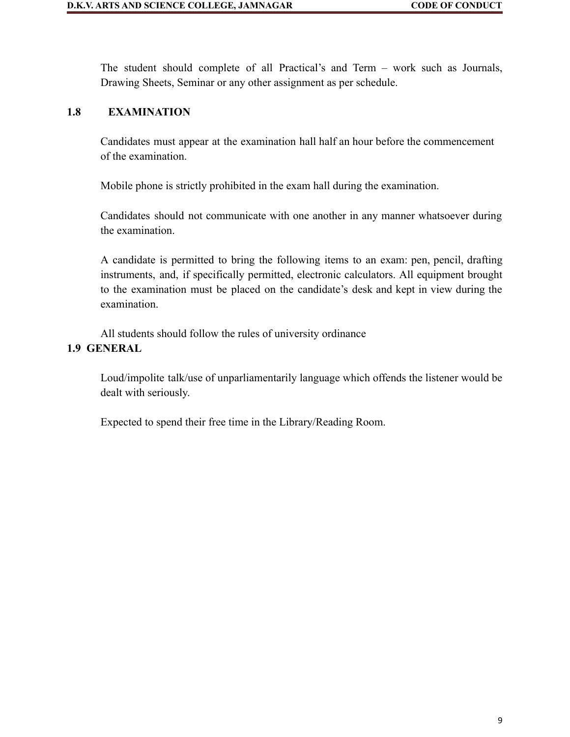The student should complete of all Practical's and Term – work such as Journals, Drawing Sheets, Seminar or any other assignment as per schedule.

## 1.8 EXAMINATION

Candidates must appear at the examination hall half an hour before the commencement of the examination.

Mobile phone is strictly prohibited in the exam hall during the examination.

Candidates should not communicate with one another in any manner whatsoever during the examination.

A candidate is permitted to bring the following items to an exam: pen, pencil, drafting instruments, and, if specifically permitted, electronic calculators. All equipment brought to the examination must be placed on the candidate's desk and kept in view during the examination.

All students should follow the rules of university ordinance

## 1.9 GENERAL

Loud/impolite talk/use of unparliamentarily language which offends the listener would be dealt with seriously.

Expected to spend their free time in the Library/Reading Room.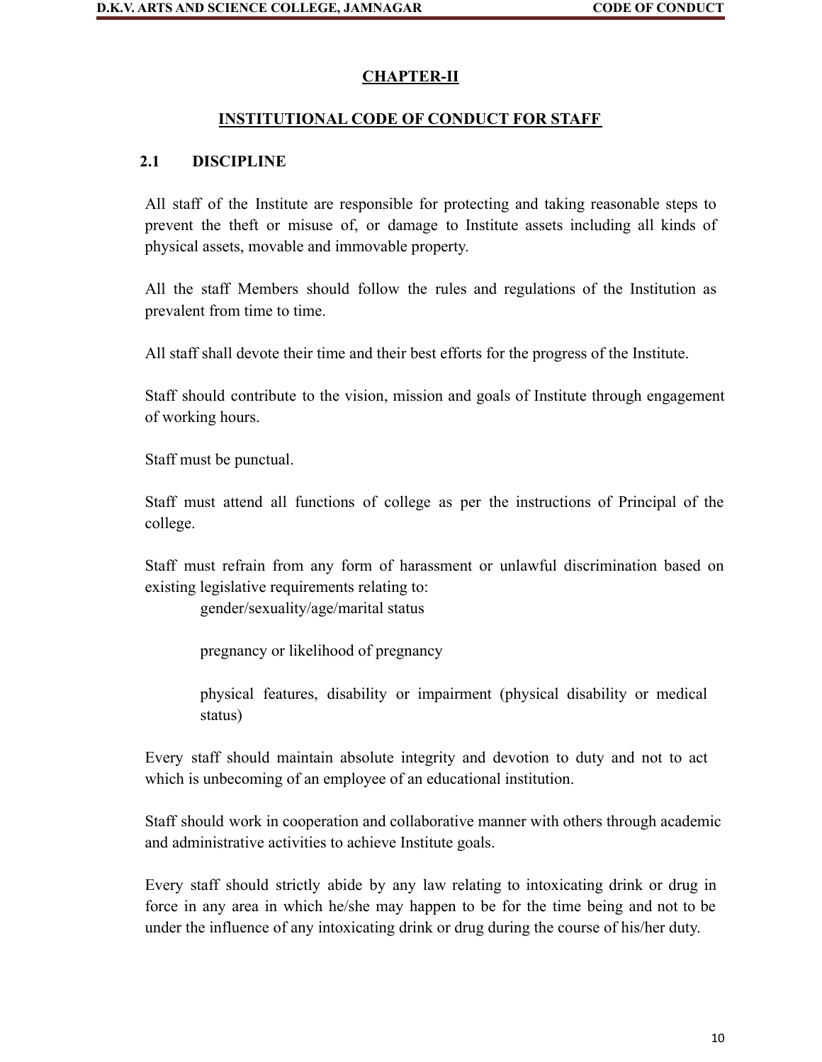# CHAPTER-II

## INSTITUTIONAL CODE OF CONDUCT FOR STAFF

### 2.1 DISCIPLINE

All staff of the Institute are responsible for protecting and taking reasonable steps to prevent the theft or misuse of, or damage to Institute assets including all kinds of physical assets, movable and immovable property.

All the staff Members should follow the rules and regulations of the Institution as prevalent from time to time.

All staff shall devote their time and their best efforts for the progress of the Institute.

Staff should contribute to the vision, mission and goals of Institute through engagement of working hours.

Staff must be punctual.

Staff must attend all functions of college as per the instructions of Principal of the college.

Staff must refrain from any form of harassment or unlawful discrimination based on existing legislative requirements relating to:

gender/sexuality/age/marital status

pregnancy or likelihood of pregnancy

physical features, disability or impairment (physical disability or medical status)

Every staff should maintain absolute integrity and devotion to duty and not to act which is unbecoming of an employee of an educational institution.

Staff should work in cooperation and collaborative manner with others through academic and administrative activities to achieve Institute goals.

Every staff should strictly abide by any law relating to intoxicating drink or drug in force in any area in which he/she may happen to be for the time being and not to be under the influence of any intoxicating drink or drug during the course of his/her duty.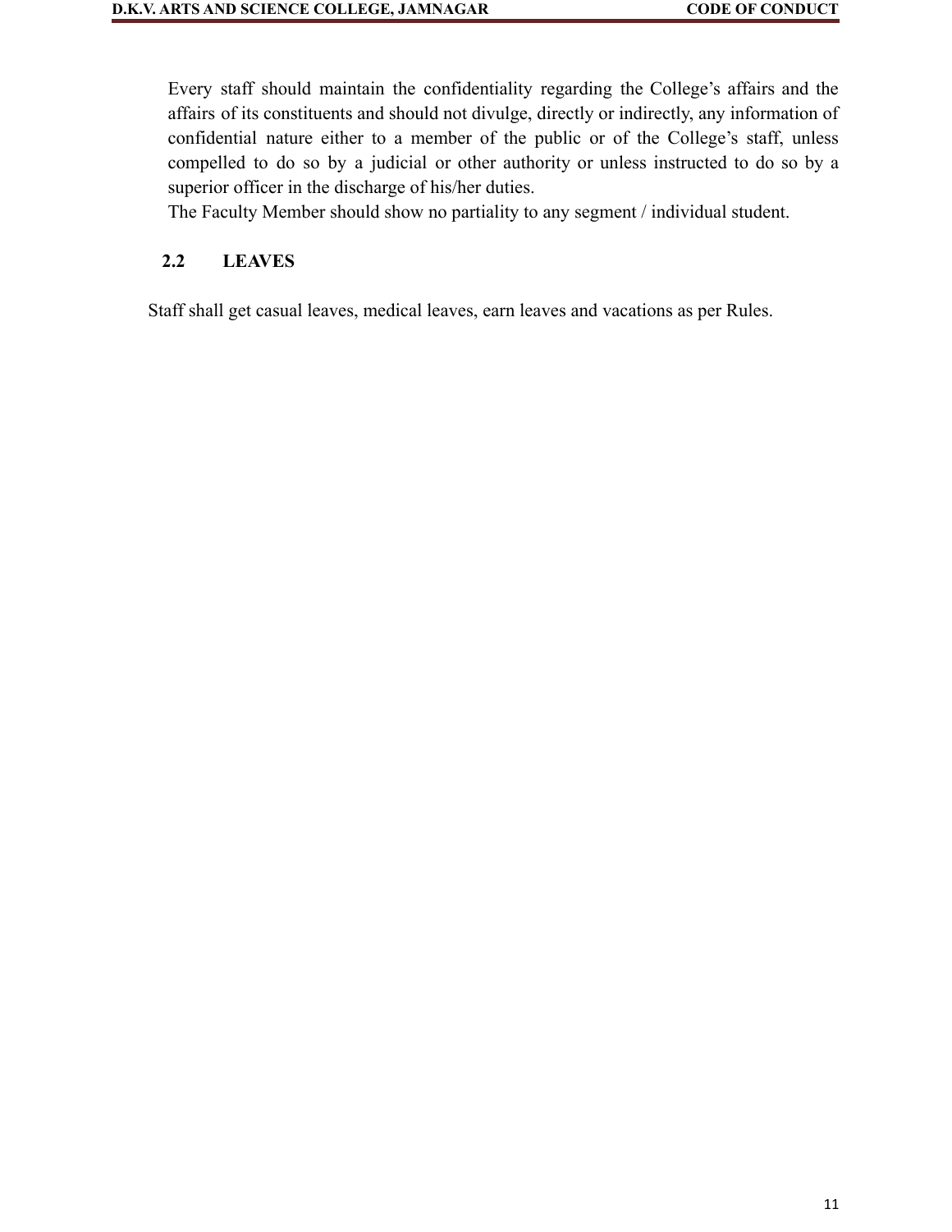Every staff should maintain the confidentiality regarding the College's affairs and the affairs of its constituents and should not divulge, directly or indirectly, any information of confidential nature either to a member of the public or of the College's staff, unless compelled to do so by a judicial or other authority or unless instructed to do so by a superior officer in the discharge of his/her duties.

The Faculty Member should show no partiality to any segment / individual student.

## 2.2 LEAVES

Staff shall get casual leaves, medical leaves, earn leaves and vacations as per Rules.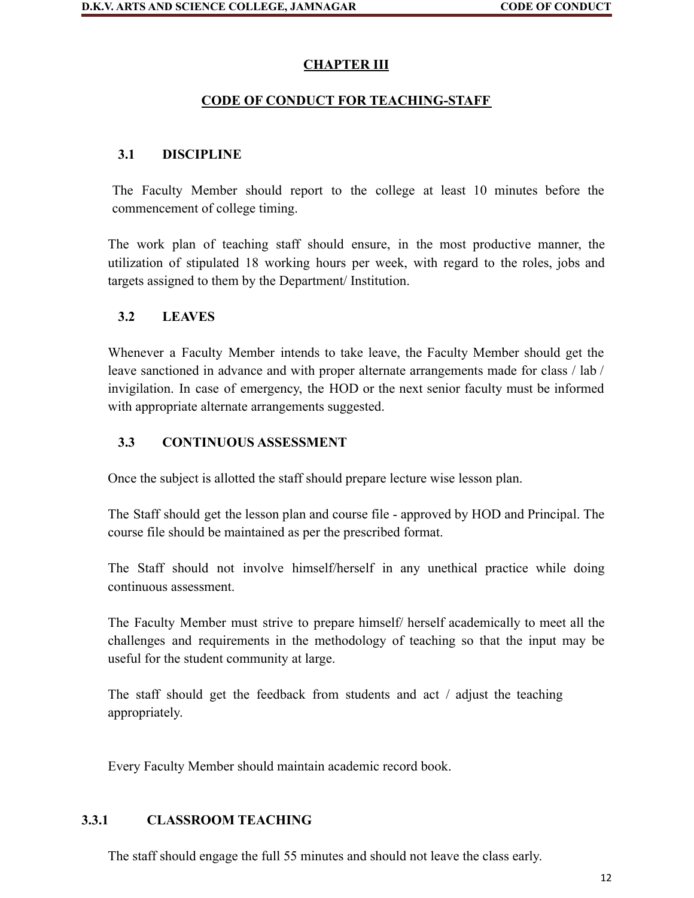# CHAPTER III

## CODE OF CONDUCT FOR TEACHING-STAFF

### 3.1 DISCIPLINE

The Faculty Member should report to the college at least 10 minutes before the commencement of college timing.

The work plan of teaching staff should ensure, in the most productive manner, the utilization of stipulated 18 working hours per week, with regard to the roles, jobs and targets assigned to them by the Department/ Institution.

### 3.2 LEAVES

Whenever a Faculty Member intends to take leave, the Faculty Member should get the leave sanctioned in advance and with proper alternate arrangements made for class / lab / invigilation. In case of emergency, the HOD or the next senior faculty must be informed with appropriate alternate arrangements suggested.

### 3.3 CONTINUOUS ASSESSMENT

Once the subject is allotted the staff should prepare lecture wise lesson plan.

The Staff should get the lesson plan and course file - approved by HOD and Principal. The course file should be maintained as per the prescribed format.

The Staff should not involve himself/herself in any unethical practice while doing continuous assessment.

The Faculty Member must strive to prepare himself/ herself academically to meet all the challenges and requirements in the methodology of teaching so that the input may be useful for the student community at large.

The staff should get the feedback from students and act / adjust the teaching appropriately.

Every Faculty Member should maintain academic record book.

### 3.3.1 CLASSROOM TEACHING

The staff should engage the full 55 minutes and should not leave the class early.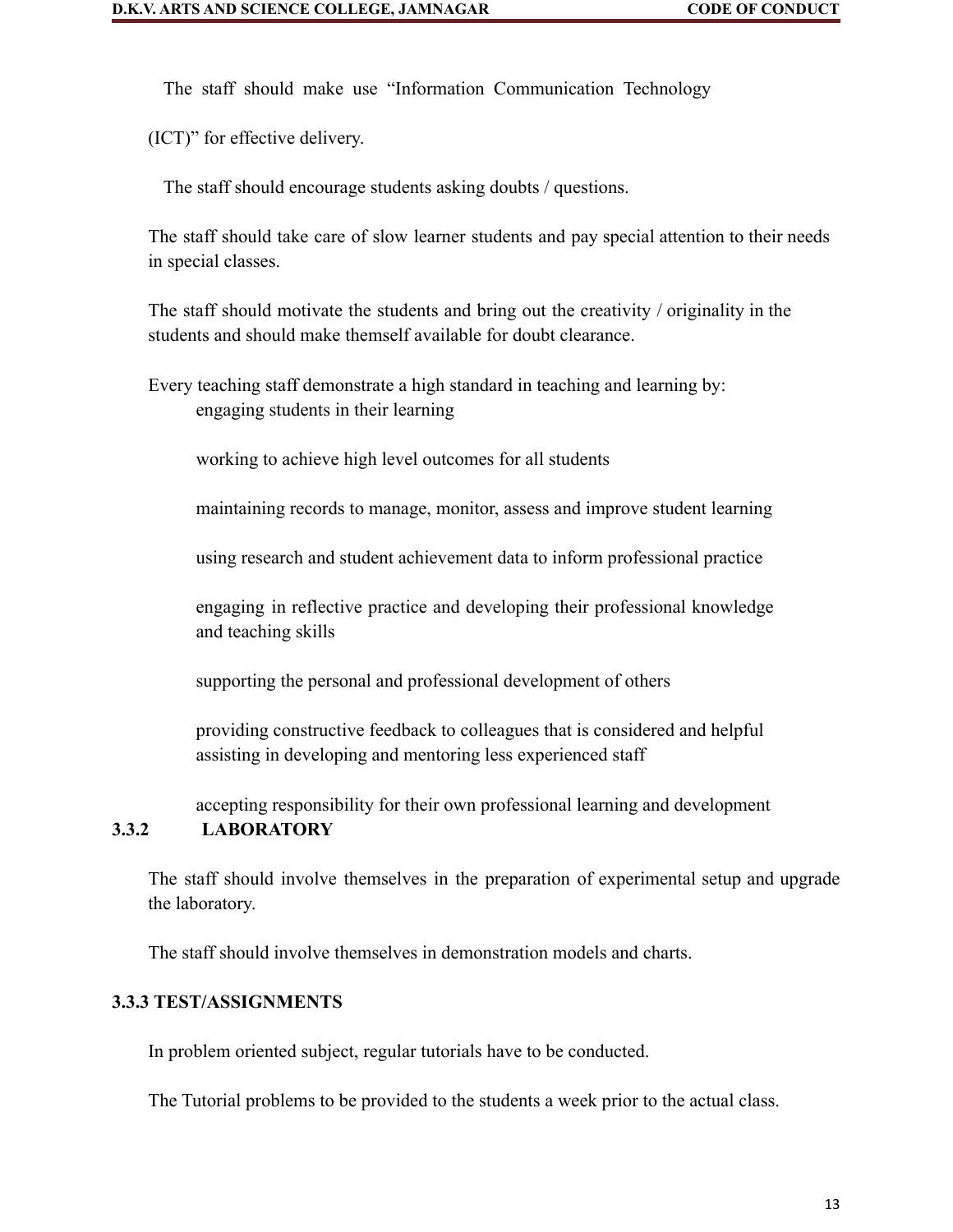The staff should make use "Information Communication Technology (ICT)" for effective delivery.

The staff should encourage students asking doubts / questions.

The staff should take care of slow learner students and pay special attention to their needs in special classes.

The staff should motivate the students and bring out the creativity / originality in the students and should make themself available for doubt clearance.

Every teaching staff demonstrate a high standard in teaching and learning by:

- engaging students in their learning
- working to achieve high level outcomes for all students
- maintaining records to manage, monitor, assess and improve student learning
- using research and student achievement data to inform professional practice
- engaging in reflective practice and developing their professional knowledge and teaching skills
- supporting the personal and professional development of others
- providing constructive feedback to colleagues that is considered and helpful assisting in developing and mentoring less experienced staff
- accepting responsibility for their own professional learning and development

### 3.3.2 LABORATORY

The staff should involve themselves in the preparation of experimental setup and upgrade the laboratory.

The staff should involve themselves in demonstration models and charts.

### 3.3.3 TEST/ASSIGNMENTS

In problem oriented subject, regular tutorials have to be conducted.

The Tutorial problems to be provided to the students a week prior to the actual class.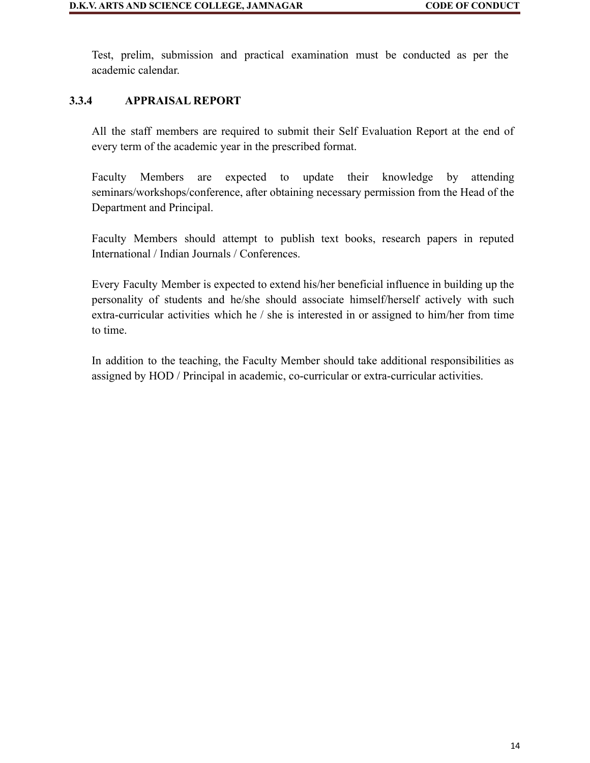Test, prelim, submission and practical examination must be conducted as per the academic calendar.

### 3.3.4 APPRAISAL REPORT

All the staff members are required to submit their Self Evaluation Report at the end of every term of the academic year in the prescribed format.

Faculty Members are expected to update their knowledge by attending seminars/workshops/conference, after obtaining necessary permission from the Head of the Department and Principal.

Faculty Members should attempt to publish text books, research papers in reputed International / Indian Journals / Conferences.

Every Faculty Member is expected to extend his/her beneficial influence in building up the personality of students and he/she should associate himself/herself actively with such extra-curricular activities which he / she is interested in or assigned to him/her from time to time.

In addition to the teaching, the Faculty Member should take additional responsibilities as assigned by HOD / Principal in academic, co-curricular or extra-curricular activities.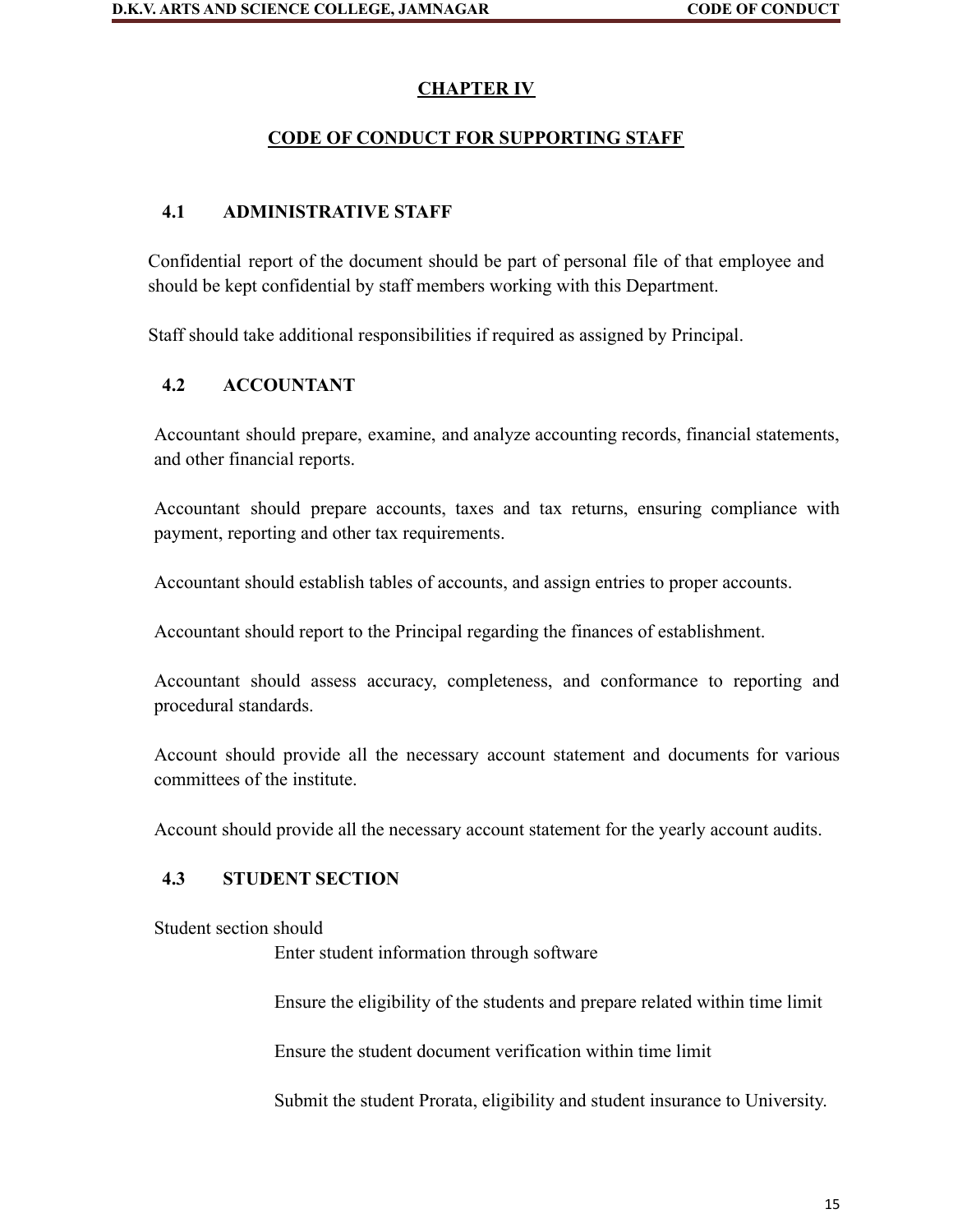# CHAPTER IV

## CODE OF CONDUCT FOR SUPPORTING STAFF

### 4.1 ADMINISTRATIVE STAFF

Confidential report of the document should be part of personal file of that employee and should be kept confidential by staff members working with this Department.

Staff should take additional responsibilities if required as assigned by Principal.

### 4.2 ACCOUNTANT

Accountant should prepare, examine, and analyze accounting records, financial statements, and other financial reports.

Accountant should prepare accounts, taxes and tax returns, ensuring compliance with payment, reporting and other tax requirements.

Accountant should establish tables of accounts, and assign entries to proper accounts.

Accountant should report to the Principal regarding the finances of establishment.

Accountant should assess accuracy, completeness, and conformance to reporting and procedural standards.

Account should provide all the necessary account statement and documents for various committees of the institute.

Account should provide all the necessary account statement for the yearly account audits.

### 4.3 STUDENT SECTION

Student section should

Enter student information through software

Ensure the eligibility of the students and prepare related within time limit

Ensure the student document verification within time limit

Submit the student Prorata, eligibility and student insurance to University.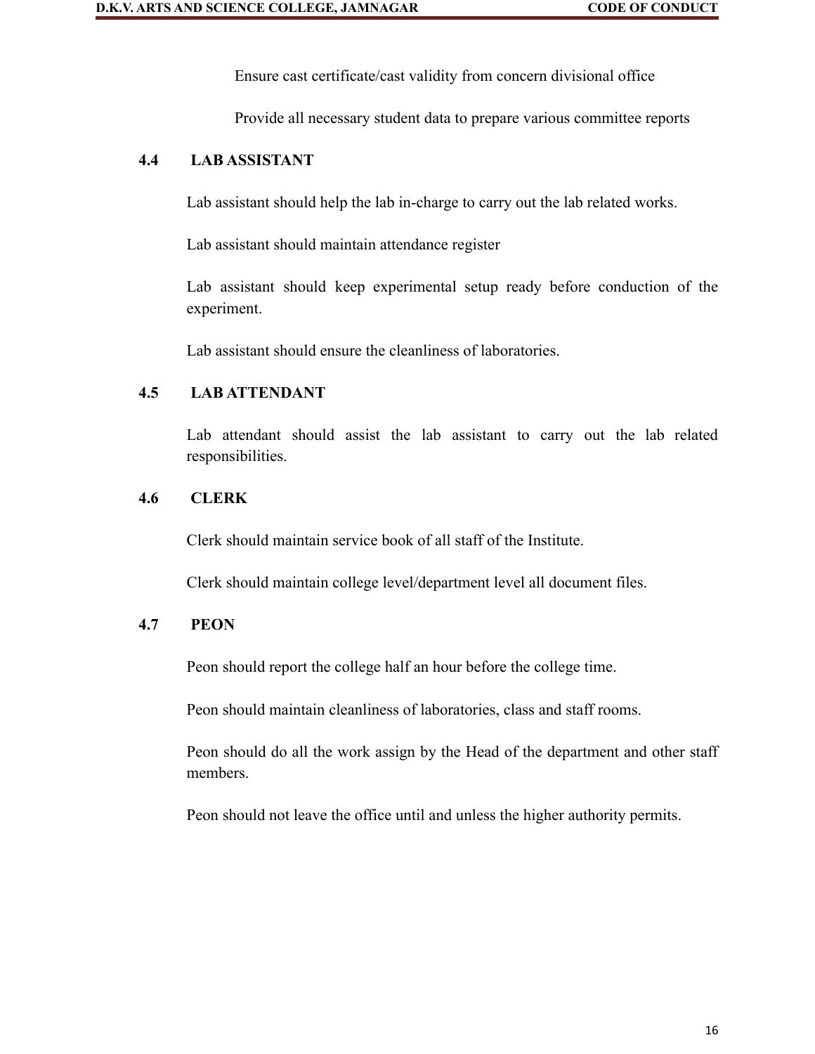Ensure cast certificate/cast validity from concern divisional office

Provide all necessary student data to prepare various committee reports

### 4.4 LAB ASSISTANT

Lab assistant should help the lab in-charge to carry out the lab related works.

Lab assistant should maintain attendance register

Lab assistant should keep experimental setup ready before conduction of the experiment.

Lab assistant should ensure the cleanliness of laboratories.

### 4.5 LAB ATTENDANT

Lab attendant should assist the lab assistant to carry out the lab related responsibilities.

### 4.6 CLERK

Clerk should maintain service book of all staff of the Institute.

Clerk should maintain college level/department level all document files.

### 4.7 PEON

Peon should report the college half an hour before the college time.

Peon should maintain cleanliness of laboratories, class and staff rooms.

Peon should do all the work assign by the Head of the department and other staff members.

Peon should not leave the office until and unless the higher authority permits.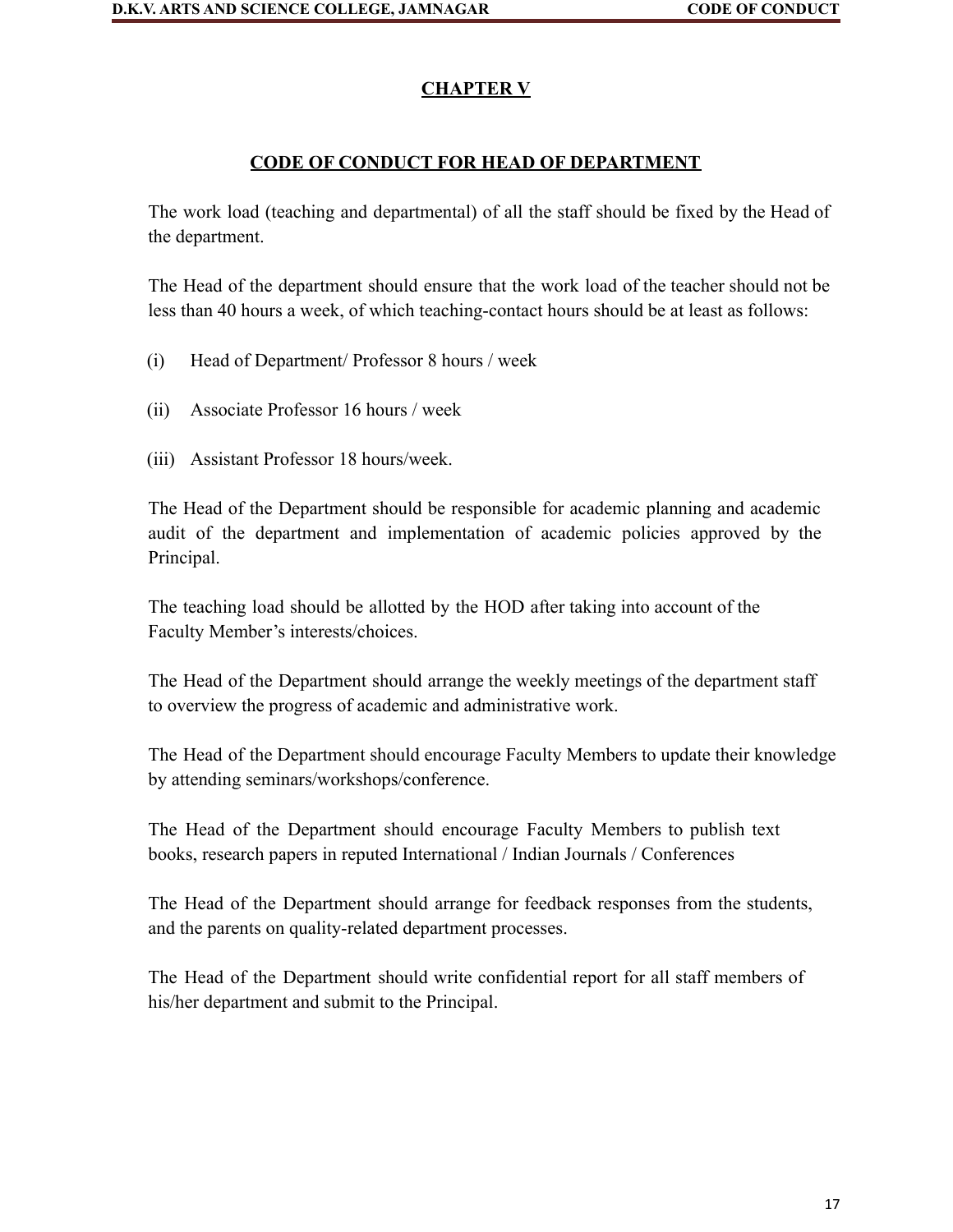## CHAPTER V

### CODE OF CONDUCT FOR HEAD OF DEPARTMENT

The work load (teaching and departmental) of all the staff should be fixed by the Head of the department.

The Head of the department should ensure that the work load of the teacher should not be less than 40 hours a week, of which teaching-contact hours should be at least as follows:

(i) Head of Department/ Professor 8 hours / week

(ii) Associate Professor 16 hours / week

(iii) Assistant Professor 18 hours/week.

The Head of the Department should be responsible for academic planning and academic audit of the department and implementation of academic policies approved by the Principal.

The teaching load should be allotted by the HOD after taking into account of the Faculty Member's interests/choices.

The Head of the Department should arrange the weekly meetings of the department staff to overview the progress of academic and administrative work.

The Head of the Department should encourage Faculty Members to update their knowledge by attending seminars/workshops/conference.

The Head of the Department should encourage Faculty Members to publish text books, research papers in reputed International / Indian Journals / Conferences

The Head of the Department should arrange for feedback responses from the students, and the parents on quality-related department processes.

The Head of the Department should write confidential report for all staff members of his/her department and submit to the Principal.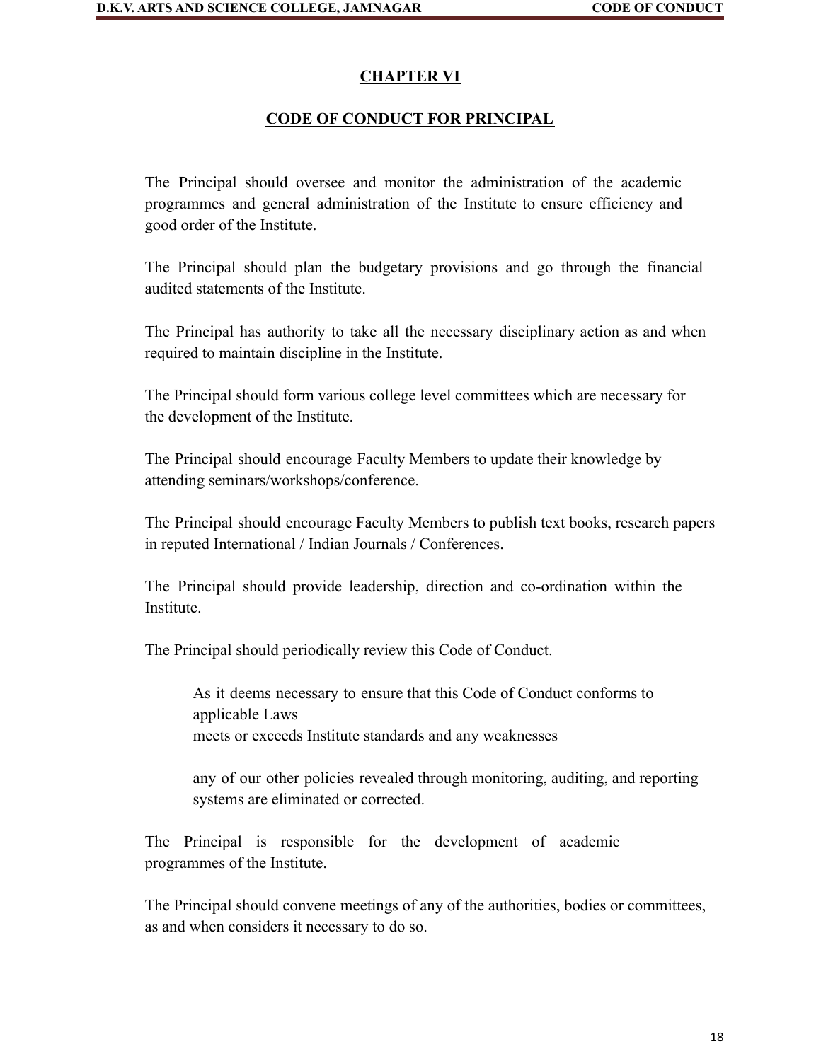# CHAPTER VI

## CODE OF CONDUCT FOR PRINCIPAL

The Principal should oversee and monitor the administration of the academic programmes and general administration of the Institute to ensure efficiency and good order of the Institute.

The Principal should plan the budgetary provisions and go through the financial audited statements of the Institute.

The Principal has authority to take all the necessary disciplinary action as and when required to maintain discipline in the Institute.

The Principal should form various college level committees which are necessary for the development of the Institute.

The Principal should encourage Faculty Members to update their knowledge by attending seminars/workshops/conference.

The Principal should encourage Faculty Members to publish text books, research papers in reputed International / Indian Journals / Conferences.

The Principal should provide leadership, direction and co-ordination within the Institute.

The Principal should periodically review this Code of Conduct.

> As it deems necessary to ensure that this Code of Conduct conforms to applicable Laws
> meets or exceeds Institute standards and any weaknesses
>
> any of our other policies revealed through monitoring, auditing, and reporting systems are eliminated or corrected.

The Principal is responsible for the development of academic programmes of the Institute.

The Principal should convene meetings of any of the authorities, bodies or committees, as and when considers it necessary to do so.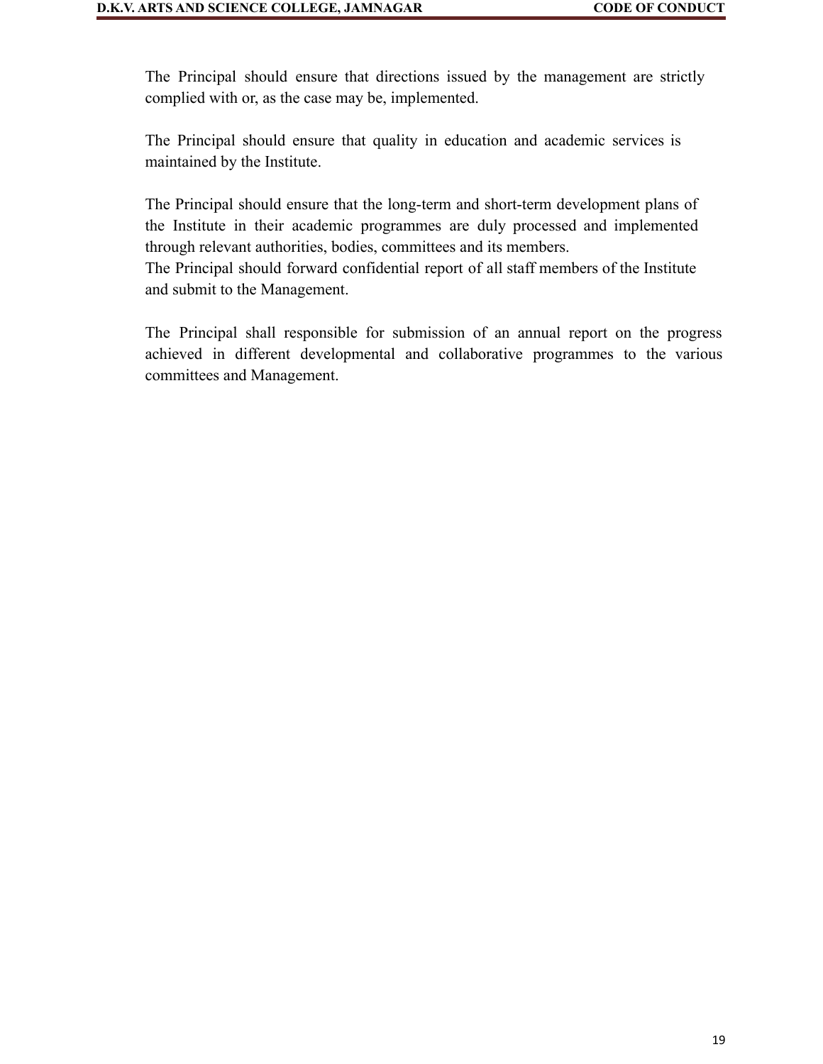The Principal should ensure that directions issued by the management are strictly complied with or, as the case may be, implemented.

The Principal should ensure that quality in education and academic services is maintained by the Institute.

The Principal should ensure that the long-term and short-term development plans of the Institute in their academic programmes are duly processed and implemented through relevant authorities, bodies, committees and its members.
The Principal should forward confidential report of all staff members of the Institute and submit to the Management.

The Principal shall responsible for submission of an annual report on the progress achieved in different developmental and collaborative programmes to the various committees and Management.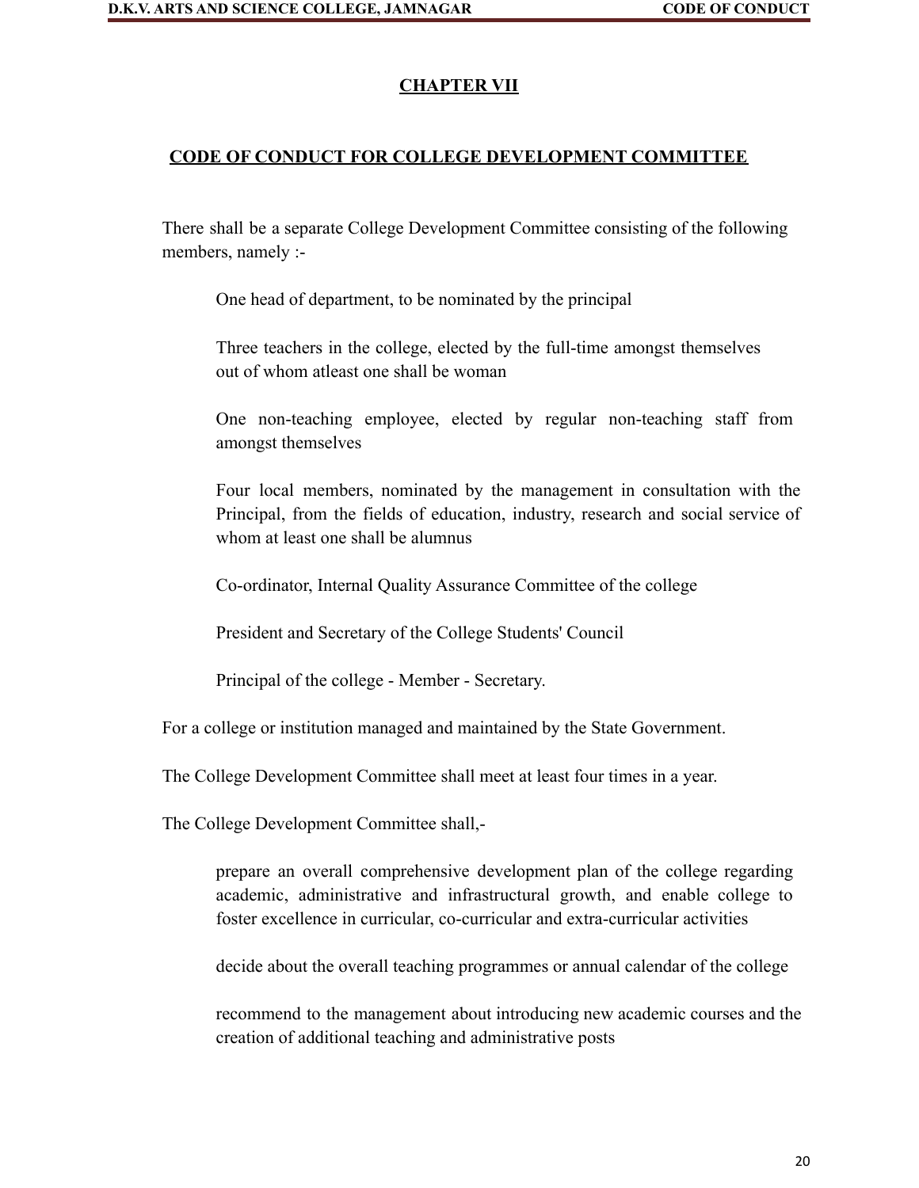# CHAPTER VII

## CODE OF CONDUCT FOR COLLEGE DEVELOPMENT COMMITTEE

There shall be a separate College Development Committee consisting of the following members, namely :-

One head of department, to be nominated by the principal

Three teachers in the college, elected by the full-time amongst themselves out of whom atleast one shall be woman

One non-teaching employee, elected by regular non-teaching staff from amongst themselves

Four local members, nominated by the management in consultation with the Principal, from the fields of education, industry, research and social service of whom at least one shall be alumnus

Co-ordinator, Internal Quality Assurance Committee of the college

President and Secretary of the College Students' Council

Principal of the college - Member - Secretary.

For a college or institution managed and maintained by the State Government.

The College Development Committee shall meet at least four times in a year.

The College Development Committee shall,-

prepare an overall comprehensive development plan of the college regarding academic, administrative and infrastructural growth, and enable college to foster excellence in curricular, co-curricular and extra-curricular activities

decide about the overall teaching programmes or annual calendar of the college

recommend to the management about introducing new academic courses and the creation of additional teaching and administrative posts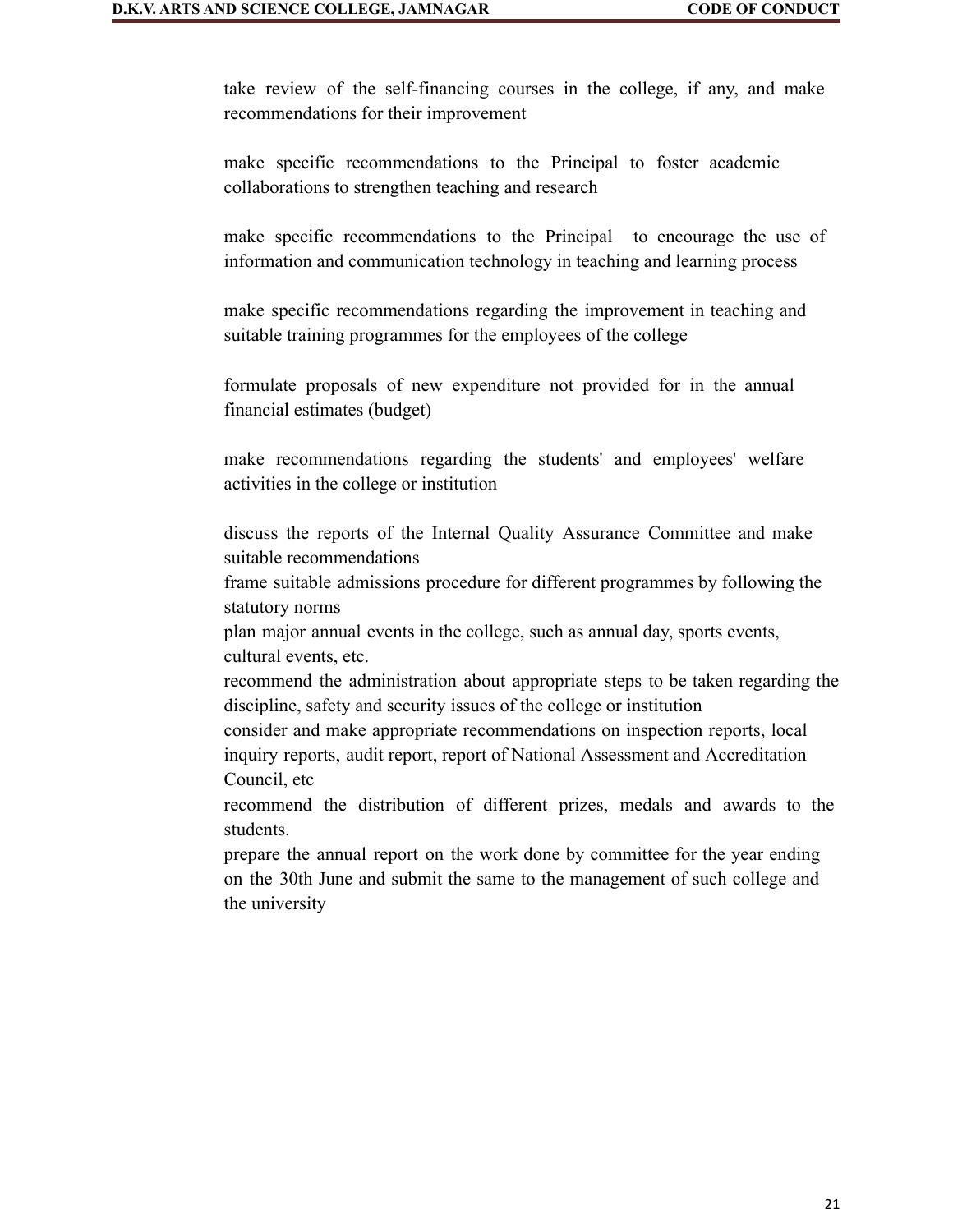take review of the self-financing courses in the college, if any, and make recommendations for their improvement

make specific recommendations to the Principal to foster academic collaborations to strengthen teaching and research

make specific recommendations to the Principal to encourage the use of information and communication technology in teaching and learning process

make specific recommendations regarding the improvement in teaching and suitable training programmes for the employees of the college

formulate proposals of new expenditure not provided for in the annual financial estimates (budget)

make recommendations regarding the students' and employees' welfare activities in the college or institution

discuss the reports of the Internal Quality Assurance Committee and make suitable recommendations

frame suitable admissions procedure for different programmes by following the statutory norms

plan major annual events in the college, such as annual day, sports events, cultural events, etc.

recommend the administration about appropriate steps to be taken regarding the discipline, safety and security issues of the college or institution

consider and make appropriate recommendations on inspection reports, local inquiry reports, audit report, report of National Assessment and Accreditation Council, etc

recommend the distribution of different prizes, medals and awards to the students.

prepare the annual report on the work done by committee for the year ending on the 30th June and submit the same to the management of such college and the university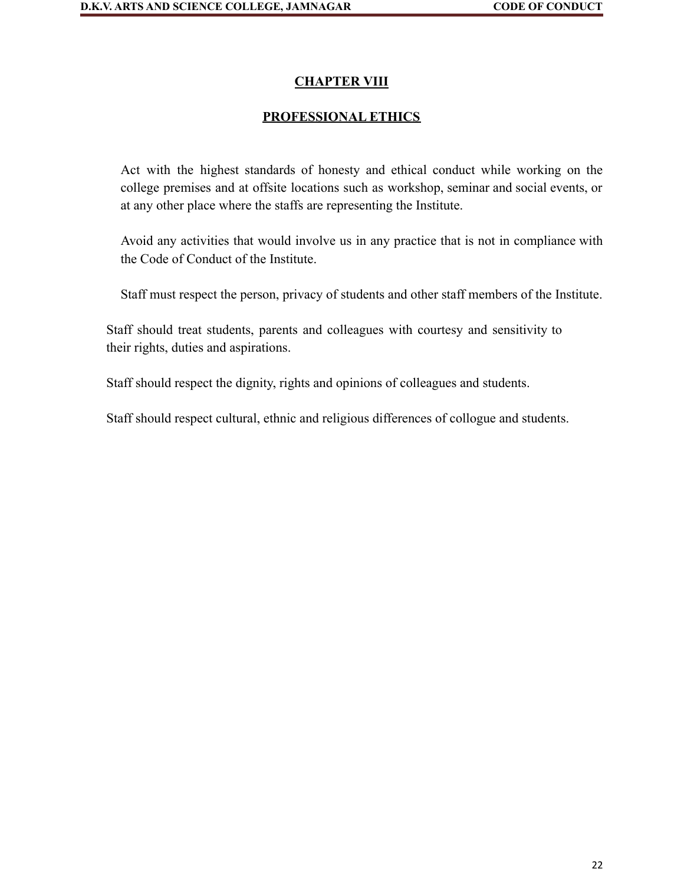## CHAPTER VIII

## PROFESSIONAL ETHICS

Act with the highest standards of honesty and ethical conduct while working on the college premises and at offsite locations such as workshop, seminar and social events, or at any other place where the staffs are representing the Institute.

Avoid any activities that would involve us in any practice that is not in compliance with the Code of Conduct of the Institute.

Staff must respect the person, privacy of students and other staff members of the Institute.

Staff should treat students, parents and colleagues with courtesy and sensitivity to their rights, duties and aspirations.

Staff should respect the dignity, rights and opinions of colleagues and students.

Staff should respect cultural, ethnic and religious differences of collogue and students.